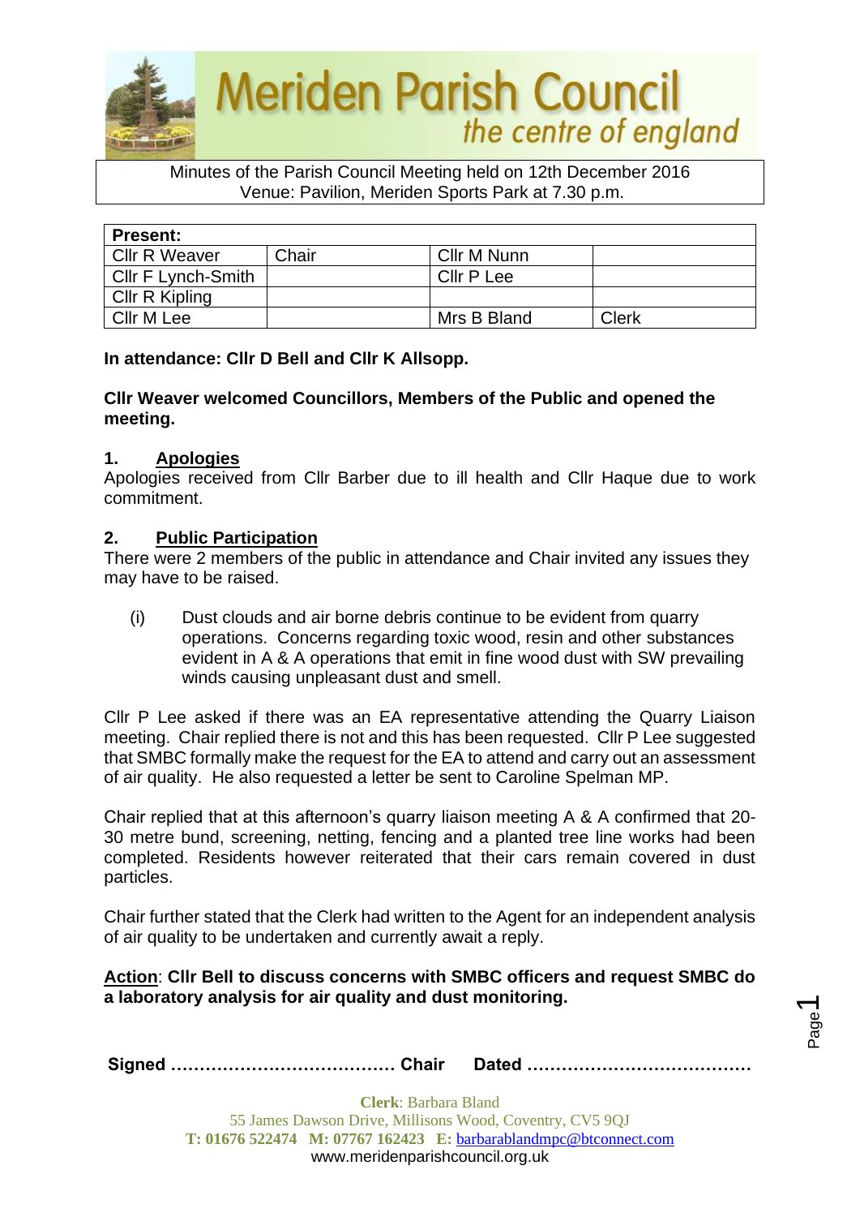# Meriden Parish Council

*the centre of england*

Minutes of the Parish Council Meeting held on 12th December 2016
Venue: Pavilion, Meriden Sports Park at 7.30 p.m.

| Present: | | | |
|---|---|---|---|
| Cllr R Weaver | Chair | Cllr M Nunn | |
| Cllr F Lynch-Smith | | Cllr P Lee | |
| Cllr R Kipling | | | |
| Cllr M Lee | | Mrs B Bland | Clerk |

**In attendance: Cllr D Bell and Cllr K Allsopp.**

**Cllr Weaver welcomed Councillors, Members of the Public and opened the meeting.**

## 1. Apologies

Apologies received from Cllr Barber due to ill health and Cllr Haque due to work commitment.

## 2. Public Participation

There were 2 members of the public in attendance and Chair invited any issues they may have to be raised.

(i) Dust clouds and air borne debris continue to be evident from quarry operations. Concerns regarding toxic wood, resin and other substances evident in A & A operations that emit in fine wood dust with SW prevailing winds causing unpleasant dust and smell.

Cllr P Lee asked if there was an EA representative attending the Quarry Liaison meeting. Chair replied there is not and this has been requested. Cllr P Lee suggested that SMBC formally make the request for the EA to attend and carry out an assessment of air quality. He also requested a letter be sent to Caroline Spelman MP.

Chair replied that at this afternoon's quarry liaison meeting A & A confirmed that 20-30 metre bund, screening, netting, fencing and a planted tree line works had been completed. Residents however reiterated that their cars remain covered in dust particles.

Chair further stated that the Clerk had written to the Agent for an independent analysis of air quality to be undertaken and currently await a reply.

**Action: Cllr Bell to discuss concerns with SMBC officers and request SMBC do a laboratory analysis for air quality and dust monitoring.**

**Signed ………………………………… Chair Dated …………………………………**

**Clerk**: Barbara Bland
55 James Dawson Drive, Millisons Wood, Coventry, CV5 9QJ
**T: 01676 522474 M: 07767 162423 E:** barbarablandmpc@btconnect.com
www.meridenparishcouncil.org.uk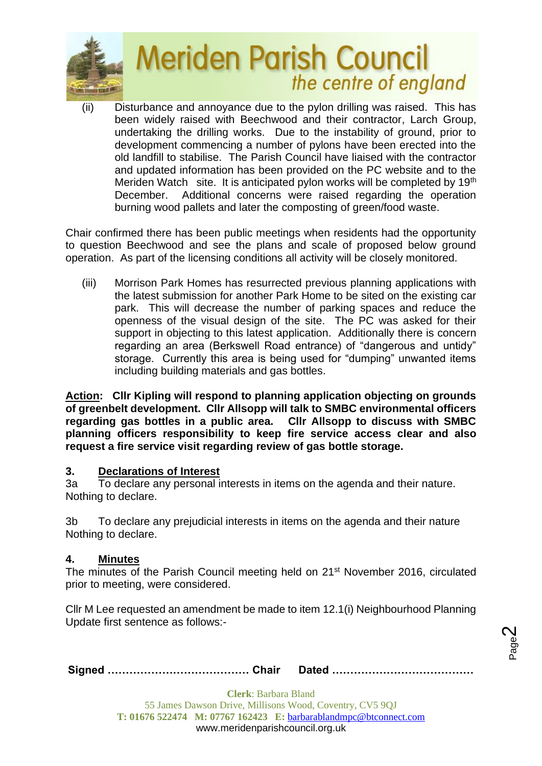(ii) Disturbance and annoyance due to the pylon drilling was raised. This has been widely raised with Beechwood and their contractor, Larch Group, undertaking the drilling works. Due to the instability of ground, prior to development commencing a number of pylons have been erected into the old landfill to stabilise. The Parish Council have liaised with the contractor and updated information has been provided on the PC website and to the Meriden Watch site. It is anticipated pylon works will be completed by 19th December. Additional concerns were raised regarding the operation burning wood pallets and later the composting of green/food waste.

Chair confirmed there has been public meetings when residents had the opportunity to question Beechwood and see the plans and scale of proposed below ground operation. As part of the licensing conditions all activity will be closely monitored.

(iii) Morrison Park Homes has resurrected previous planning applications with the latest submission for another Park Home to be sited on the existing car park. This will decrease the number of parking spaces and reduce the openness of the visual design of the site. The PC was asked for their support in objecting to this latest application. Additionally there is concern regarding an area (Berkswell Road entrance) of "dangerous and untidy" storage. Currently this area is being used for "dumping" unwanted items including building materials and gas bottles.

**<u>Action</u>: Cllr Kipling will respond to planning application objecting on grounds of greenbelt development. Cllr Allsopp will talk to SMBC environmental officers regarding gas bottles in a public area. Cllr Allsopp to discuss with SMBC planning officers responsibility to keep fire service access clear and also request a fire service visit regarding review of gas bottle storage.**

## 3. Declarations of Interest

3a To declare any personal interests in items on the agenda and their nature.
Nothing to declare.

3b To declare any prejudicial interests in items on the agenda and their nature
Nothing to declare.

## 4. Minutes

The minutes of the Parish Council meeting held on 21st November 2016, circulated prior to meeting, were considered.

Cllr M Lee requested an amendment be made to item 12.1(i) Neighbourhood Planning Update first sentence as follows:-

**Signed ………………………………… Chair Dated …………………………………**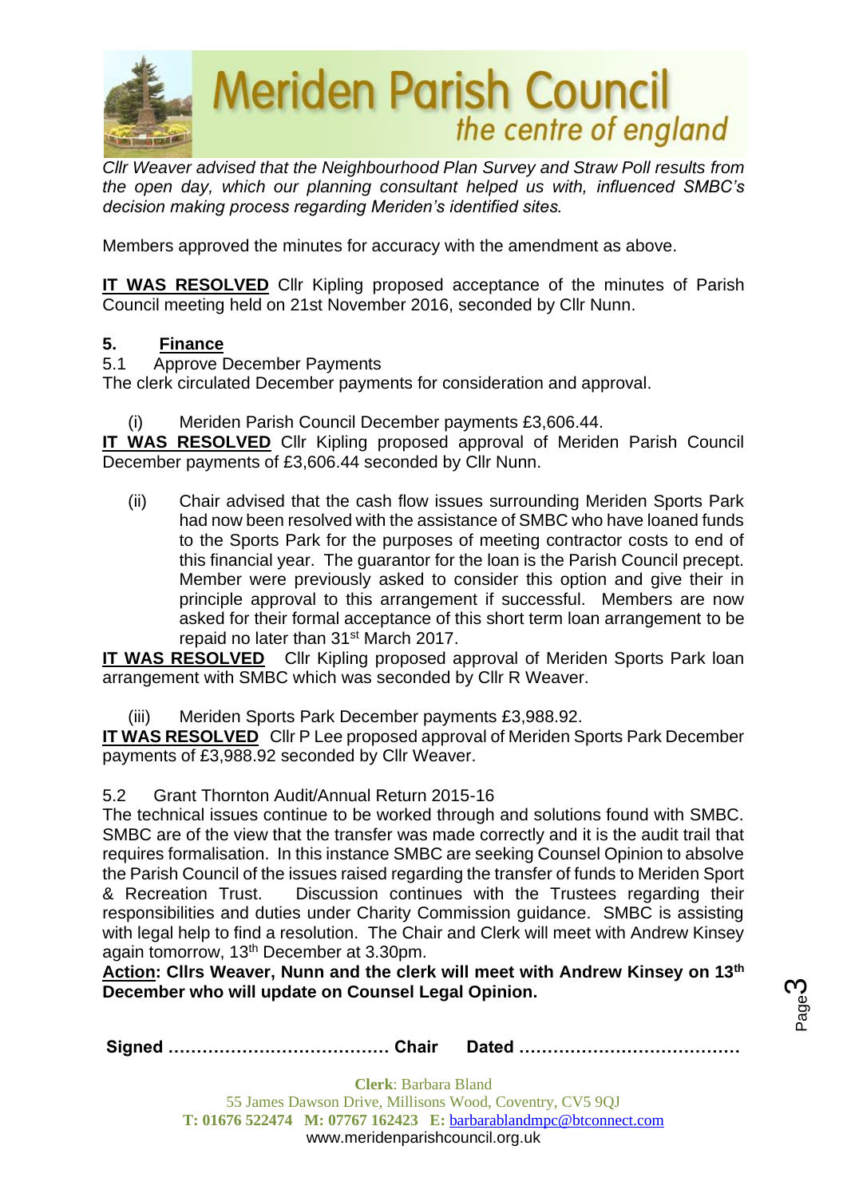*Cllr Weaver advised that the Neighbourhood Plan Survey and Straw Poll results from the open day, which our planning consultant helped us with, influenced SMBC's decision making process regarding Meriden's identified sites.*

Members approved the minutes for accuracy with the amendment as above.

**IT WAS RESOLVED** Cllr Kipling proposed acceptance of the minutes of Parish Council meeting held on 21st November 2016, seconded by Cllr Nunn.

## 5. Finance

5.1 Approve December Payments

The clerk circulated December payments for consideration and approval.

(i) Meriden Parish Council December payments £3,606.44.

**IT WAS RESOLVED** Cllr Kipling proposed approval of Meriden Parish Council December payments of £3,606.44 seconded by Cllr Nunn.

(ii) Chair advised that the cash flow issues surrounding Meriden Sports Park had now been resolved with the assistance of SMBC who have loaned funds to the Sports Park for the purposes of meeting contractor costs to end of this financial year. The guarantor for the loan is the Parish Council precept. Member were previously asked to consider this option and give their in principle approval to this arrangement if successful. Members are now asked for their formal acceptance of this short term loan arrangement to be repaid no later than 31st March 2017.

**IT WAS RESOLVED** Cllr Kipling proposed approval of Meriden Sports Park loan arrangement with SMBC which was seconded by Cllr R Weaver.

(iii) Meriden Sports Park December payments £3,988.92.

**IT WAS RESOLVED** Cllr P Lee proposed approval of Meriden Sports Park December payments of £3,988.92 seconded by Cllr Weaver.

5.2 Grant Thornton Audit/Annual Return 2015-16

The technical issues continue to be worked through and solutions found with SMBC. SMBC are of the view that the transfer was made correctly and it is the audit trail that requires formalisation. In this instance SMBC are seeking Counsel Opinion to absolve the Parish Council of the issues raised regarding the transfer of funds to Meriden Sport & Recreation Trust. Discussion continues with the Trustees regarding their responsibilities and duties under Charity Commission guidance. SMBC is assisting with legal help to find a resolution. The Chair and Clerk will meet with Andrew Kinsey again tomorrow, 13th December at 3.30pm.

**Action: Cllrs Weaver, Nunn and the clerk will meet with Andrew Kinsey on 13th December who will update on Counsel Legal Opinion.**

**Signed ………………………………… Chair Dated …………………………………**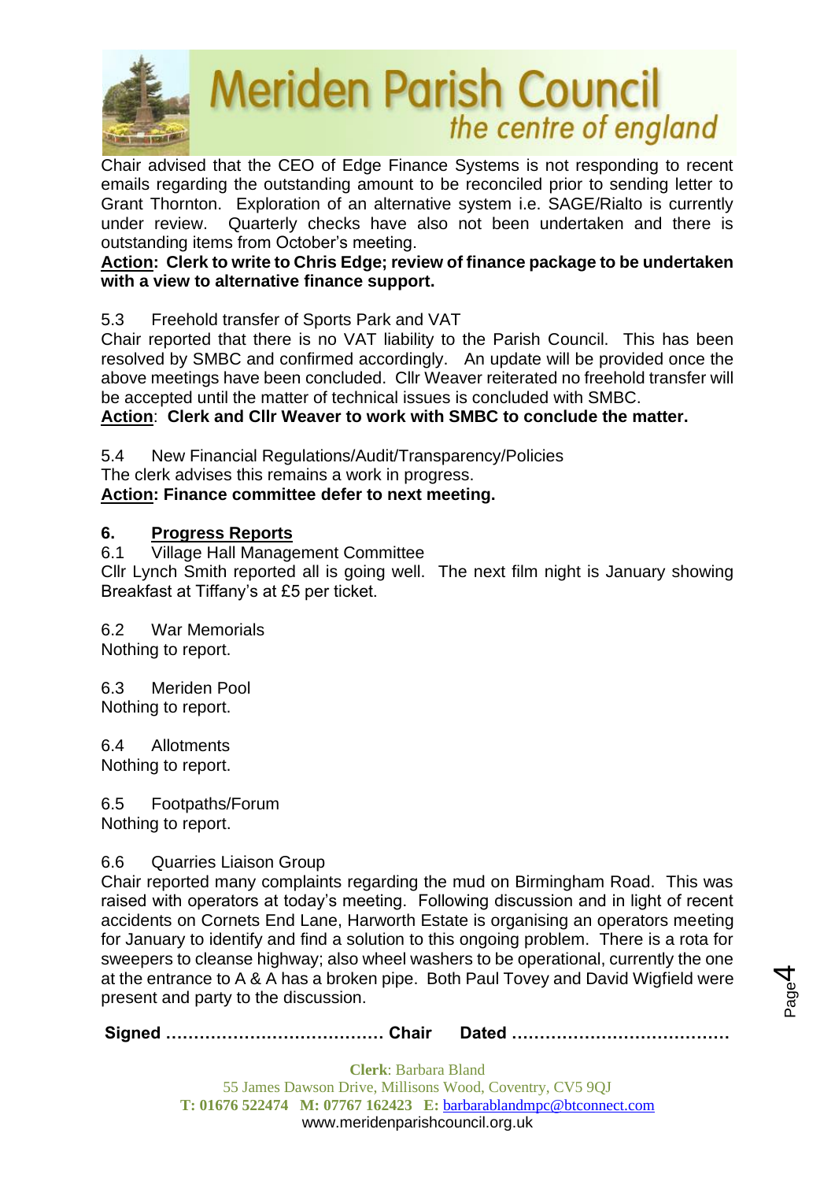Chair advised that the CEO of Edge Finance Systems is not responding to recent emails regarding the outstanding amount to be reconciled prior to sending letter to Grant Thornton. Exploration of an alternative system i.e. SAGE/Rialto is currently under review. Quarterly checks have also not been undertaken and there is outstanding items from October's meeting.

**Action: Clerk to write to Chris Edge; review of finance package to be undertaken with a view to alternative finance support.**

5.3 Freehold transfer of Sports Park and VAT

Chair reported that there is no VAT liability to the Parish Council. This has been resolved by SMBC and confirmed accordingly. An update will be provided once the above meetings have been concluded. Cllr Weaver reiterated no freehold transfer will be accepted until the matter of technical issues is concluded with SMBC.

**Action: Clerk and Cllr Weaver to work with SMBC to conclude the matter.**

5.4 New Financial Regulations/Audit/Transparency/Policies

The clerk advises this remains a work in progress.

**Action: Finance committee defer to next meeting.**

## 6. Progress Reports

6.1 Village Hall Management Committee

Cllr Lynch Smith reported all is going well. The next film night is January showing Breakfast at Tiffany's at £5 per ticket.

6.2 War Memorials

Nothing to report.

6.3 Meriden Pool

Nothing to report.

6.4 Allotments

Nothing to report.

6.5 Footpaths/Forum

Nothing to report.

6.6 Quarries Liaison Group

Chair reported many complaints regarding the mud on Birmingham Road. This was raised with operators at today's meeting. Following discussion and in light of recent accidents on Cornets End Lane, Harworth Estate is organising an operators meeting for January to identify and find a solution to this ongoing problem. There is a rota for sweepers to cleanse highway; also wheel washers to be operational, currently the one at the entrance to A & A has a broken pipe. Both Paul Tovey and David Wigfield were present and party to the discussion.

**Signed ………………………………… Chair Dated …………………………………**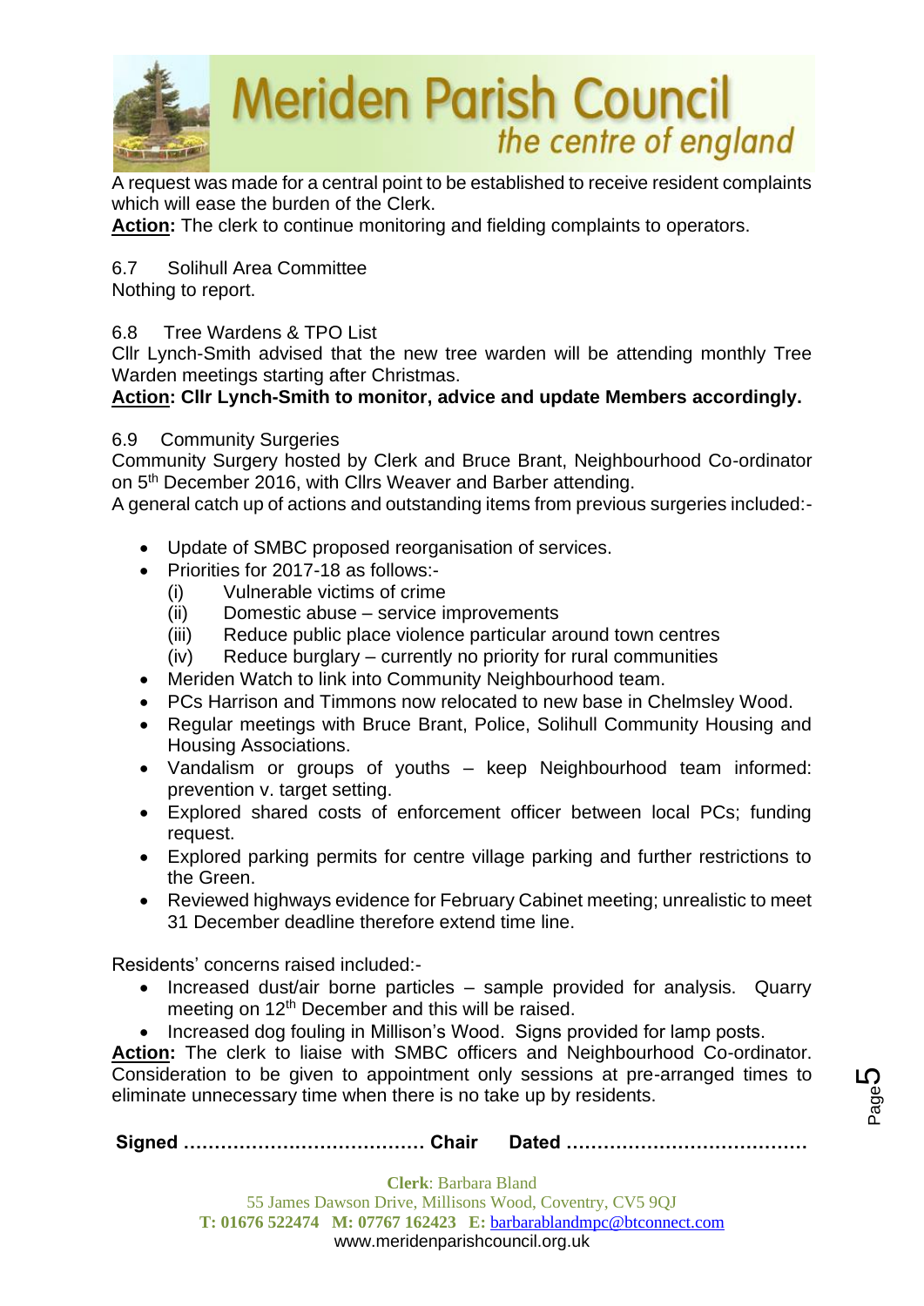A request was made for a central point to be established to receive resident complaints which will ease the burden of the Clerk.

**Action:** The clerk to continue monitoring and fielding complaints to operators.

6.7 Solihull Area Committee

Nothing to report.

6.8 Tree Wardens & TPO List

Cllr Lynch-Smith advised that the new tree warden will be attending monthly Tree Warden meetings starting after Christmas.

**Action: Cllr Lynch-Smith to monitor, advice and update Members accordingly.**

6.9 Community Surgeries

Community Surgery hosted by Clerk and Bruce Brant, Neighbourhood Co-ordinator on 5th December 2016, with Cllrs Weaver and Barber attending.

A general catch up of actions and outstanding items from previous surgeries included:-

- Update of SMBC proposed reorganisation of services.
- Priorities for 2017-18 as follows:-
  - (i) Vulnerable victims of crime
  - (ii) Domestic abuse – service improvements
  - (iii) Reduce public place violence particular around town centres
  - (iv) Reduce burglary – currently no priority for rural communities
- Meriden Watch to link into Community Neighbourhood team.
- PCs Harrison and Timmons now relocated to new base in Chelmsley Wood.
- Regular meetings with Bruce Brant, Police, Solihull Community Housing and Housing Associations.
- Vandalism or groups of youths – keep Neighbourhood team informed: prevention v. target setting.
- Explored shared costs of enforcement officer between local PCs; funding request.
- Explored parking permits for centre village parking and further restrictions to the Green.
- Reviewed highways evidence for February Cabinet meeting; unrealistic to meet 31 December deadline therefore extend time line.

Residents' concerns raised included:-

- Increased dust/air borne particles – sample provided for analysis. Quarry meeting on 12th December and this will be raised.
- Increased dog fouling in Millison's Wood. Signs provided for lamp posts.

**Action:** The clerk to liaise with SMBC officers and Neighbourhood Co-ordinator. Consideration to be given to appointment only sessions at pre-arranged times to eliminate unnecessary time when there is no take up by residents.

**Signed ………………………………… Chair Dated …………………………………**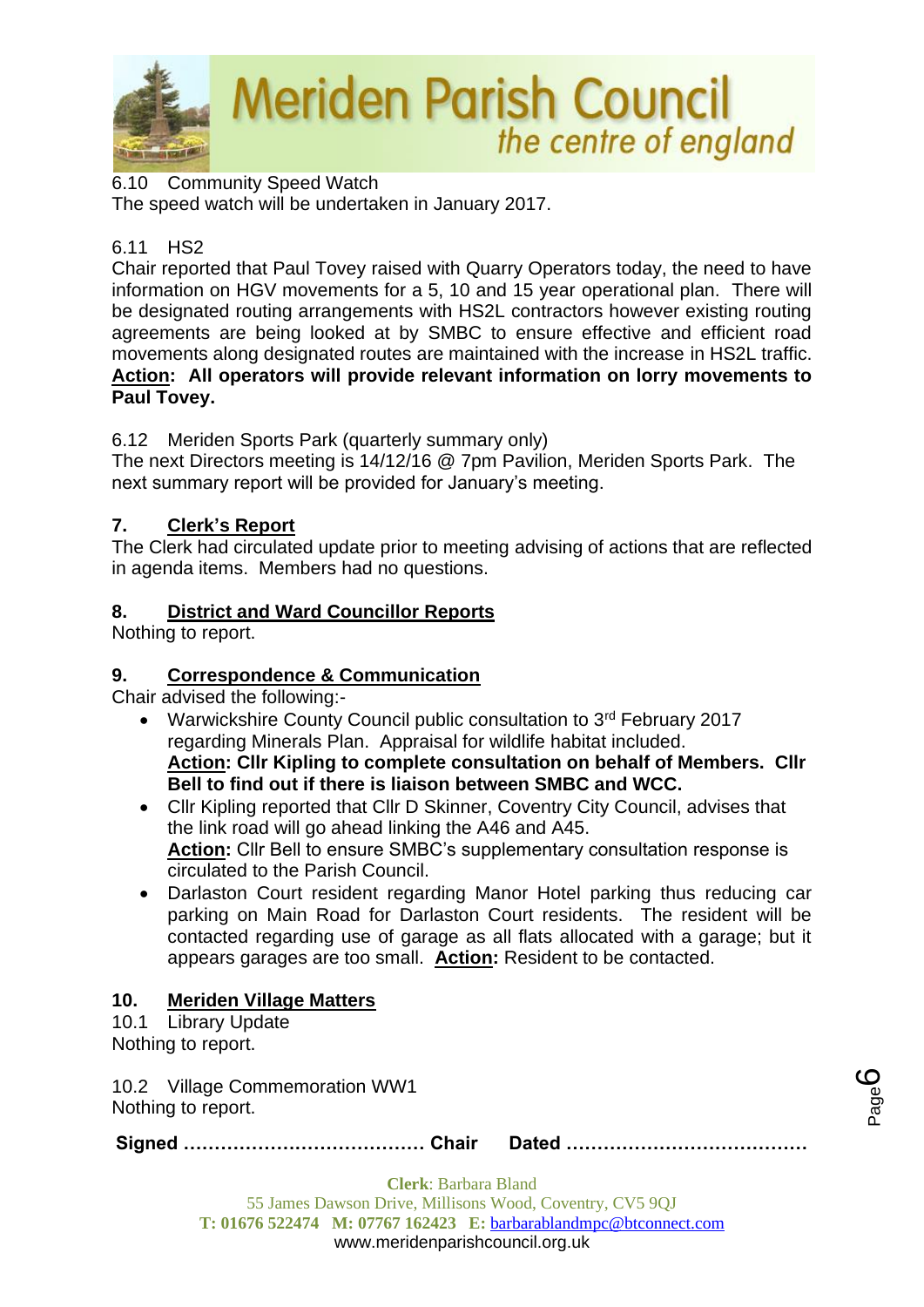6.10 Community Speed Watch
The speed watch will be undertaken in January 2017.

6.11 HS2
Chair reported that Paul Tovey raised with Quarry Operators today, the need to have information on HGV movements for a 5, 10 and 15 year operational plan. There will be designated routing arrangements with HS2L contractors however existing routing agreements are being looked at by SMBC to ensure effective and efficient road movements along designated routes are maintained with the increase in HS2L traffic.
**Action: All operators will provide relevant information on lorry movements to Paul Tovey.**

6.12 Meriden Sports Park (quarterly summary only)
The next Directors meeting is 14/12/16 @ 7pm Pavilion, Meriden Sports Park. The next summary report will be provided for January's meeting.

## 7. Clerk's Report

The Clerk had circulated update prior to meeting advising of actions that are reflected in agenda items. Members had no questions.

## 8. District and Ward Councillor Reports

Nothing to report.

## 9. Correspondence & Communication

Chair advised the following:-

- Warwickshire County Council public consultation to 3rd February 2017 regarding Minerals Plan. Appraisal for wildlife habitat included.
  **Action: Cllr Kipling to complete consultation on behalf of Members. Cllr Bell to find out if there is liaison between SMBC and WCC.**
- Cllr Kipling reported that Cllr D Skinner, Coventry City Council, advises that the link road will go ahead linking the A46 and A45.
  **Action:** Cllr Bell to ensure SMBC's supplementary consultation response is circulated to the Parish Council.
- Darlaston Court resident regarding Manor Hotel parking thus reducing car parking on Main Road for Darlaston Court residents. The resident will be contacted regarding use of garage as all flats allocated with a garage; but it appears garages are too small. **Action:** Resident to be contacted.

## 10. Meriden Village Matters

10.1 Library Update
Nothing to report.

10.2 Village Commemoration WW1
Nothing to report.

**Signed ………………………………… Chair Dated …………………………………**

**Clerk**: Barbara Bland
55 James Dawson Drive, Millisons Wood, Coventry, CV5 9QJ
**T:** 01676 522474 **M:** 07767 162423 **E:** barbarablandmpc@btconnect.com
www.meridenparishcouncil.org.uk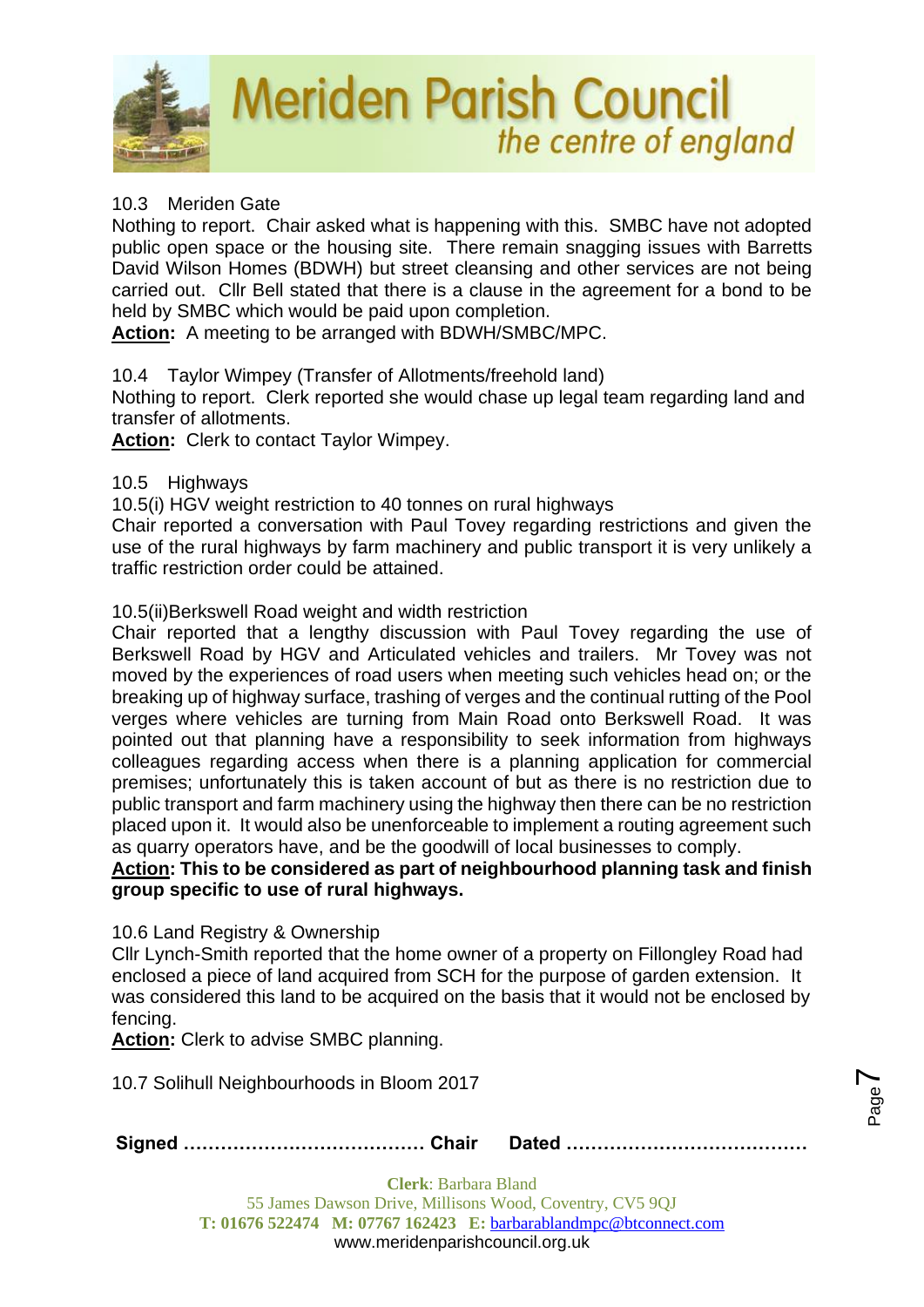10.3 Meriden Gate

Nothing to report. Chair asked what is happening with this. SMBC have not adopted public open space or the housing site. There remain snagging issues with Barretts David Wilson Homes (BDWH) but street cleansing and other services are not being carried out. Cllr Bell stated that there is a clause in the agreement for a bond to be held by SMBC which would be paid upon completion.

**Action:** A meeting to be arranged with BDWH/SMBC/MPC.

10.4 Taylor Wimpey (Transfer of Allotments/freehold land)

Nothing to report. Clerk reported she would chase up legal team regarding land and transfer of allotments.

**Action:** Clerk to contact Taylor Wimpey.

10.5 Highways

10.5(i) HGV weight restriction to 40 tonnes on rural highways

Chair reported a conversation with Paul Tovey regarding restrictions and given the use of the rural highways by farm machinery and public transport it is very unlikely a traffic restriction order could be attained.

10.5(ii)Berkswell Road weight and width restriction

Chair reported that a lengthy discussion with Paul Tovey regarding the use of Berkswell Road by HGV and Articulated vehicles and trailers. Mr Tovey was not moved by the experiences of road users when meeting such vehicles head on; or the breaking up of highway surface, trashing of verges and the continual rutting of the Pool verges where vehicles are turning from Main Road onto Berkswell Road. It was pointed out that planning have a responsibility to seek information from highways colleagues regarding access when there is a planning application for commercial premises; unfortunately this is taken account of but as there is no restriction due to public transport and farm machinery using the highway then there can be no restriction placed upon it. It would also be unenforceable to implement a routing agreement such as quarry operators have, and be the goodwill of local businesses to comply.

**Action: This to be considered as part of neighbourhood planning task and finish group specific to use of rural highways.**

10.6 Land Registry & Ownership

Cllr Lynch-Smith reported that the home owner of a property on Fillongley Road had enclosed a piece of land acquired from SCH for the purpose of garden extension. It was considered this land to be acquired on the basis that it would not be enclosed by fencing.

**Action:** Clerk to advise SMBC planning.

10.7 Solihull Neighbourhoods in Bloom 2017

**Signed ………………………………… Chair Dated …………………………………**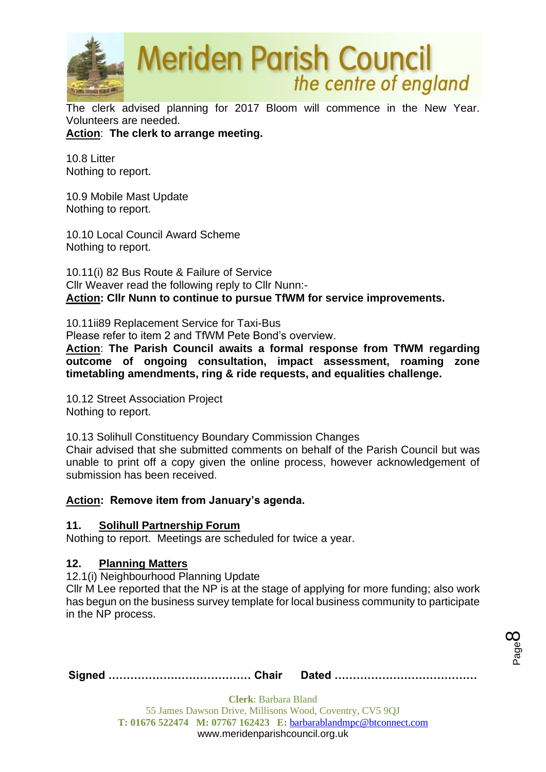The clerk advised planning for 2017 Bloom will commence in the New Year. Volunteers are needed.
**Action: The clerk to arrange meeting.**

10.8 Litter
Nothing to report.

10.9 Mobile Mast Update
Nothing to report.

10.10 Local Council Award Scheme
Nothing to report.

10.11(i) 82 Bus Route & Failure of Service
Cllr Weaver read the following reply to Cllr Nunn:-
**Action: Cllr Nunn to continue to pursue TfWM for service improvements.**

10.11ii89 Replacement Service for Taxi-Bus
Please refer to item 2 and TfWM Pete Bond's overview.
**Action: The Parish Council awaits a formal response from TfWM regarding outcome of ongoing consultation, impact assessment, roaming zone timetabling amendments, ring & ride requests, and equalities challenge.**

10.12 Street Association Project
Nothing to report.

10.13 Solihull Constituency Boundary Commission Changes
Chair advised that she submitted comments on behalf of the Parish Council but was unable to print off a copy given the online process, however acknowledgement of submission has been received.

**Action: Remove item from January's agenda.**

## 11. Solihull Partnership Forum

Nothing to report. Meetings are scheduled for twice a year.

## 12. Planning Matters

12.1(i) Neighbourhood Planning Update
Cllr M Lee reported that the NP is at the stage of applying for more funding; also work has begun on the business survey template for local business community to participate in the NP process.

**Signed ………………………………… Chair Dated …………………………………**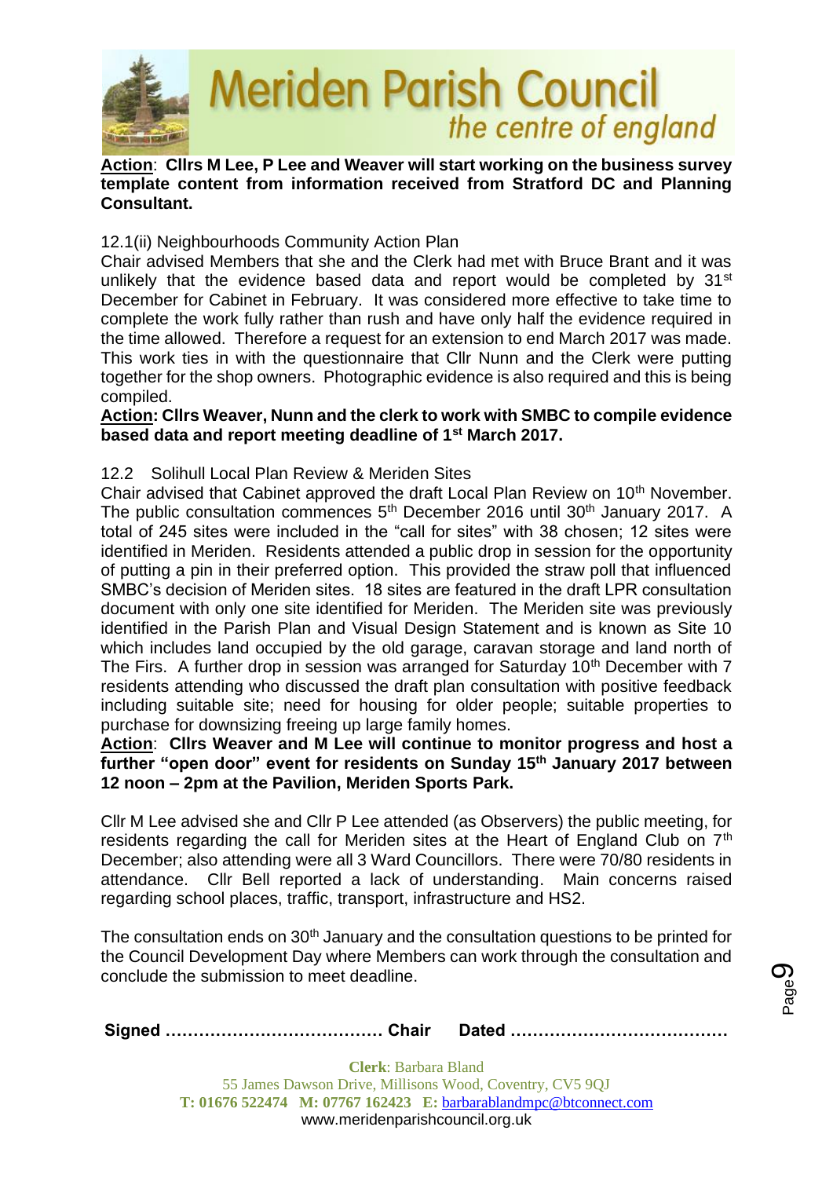**<u>Action</u>: Cllrs M Lee, P Lee and Weaver will start working on the business survey template content from information received from Stratford DC and Planning Consultant.**

12.1(ii) Neighbourhoods Community Action Plan

Chair advised Members that she and the Clerk had met with Bruce Brant and it was unlikely that the evidence based data and report would be completed by 31st December for Cabinet in February. It was considered more effective to take time to complete the work fully rather than rush and have only half the evidence required in the time allowed. Therefore a request for an extension to end March 2017 was made. This work ties in with the questionnaire that Cllr Nunn and the Clerk were putting together for the shop owners. Photographic evidence is also required and this is being compiled.

**<u>Action</u>: Cllrs Weaver, Nunn and the clerk to work with SMBC to compile evidence based data and report meeting deadline of 1st March 2017.**

12.2 Solihull Local Plan Review & Meriden Sites

Chair advised that Cabinet approved the draft Local Plan Review on 10th November. The public consultation commences 5th December 2016 until 30th January 2017. A total of 245 sites were included in the "call for sites" with 38 chosen; 12 sites were identified in Meriden. Residents attended a public drop in session for the opportunity of putting a pin in their preferred option. This provided the straw poll that influenced SMBC's decision of Meriden sites. 18 sites are featured in the draft LPR consultation document with only one site identified for Meriden. The Meriden site was previously identified in the Parish Plan and Visual Design Statement and is known as Site 10 which includes land occupied by the old garage, caravan storage and land north of The Firs. A further drop in session was arranged for Saturday 10th December with 7 residents attending who discussed the draft plan consultation with positive feedback including suitable site; need for housing for older people; suitable properties to purchase for downsizing freeing up large family homes.

**<u>Action</u>: Cllrs Weaver and M Lee will continue to monitor progress and host a further "open door" event for residents on Sunday 15th January 2017 between 12 noon – 2pm at the Pavilion, Meriden Sports Park.**

Cllr M Lee advised she and Cllr P Lee attended (as Observers) the public meeting, for residents regarding the call for Meriden sites at the Heart of England Club on 7th December; also attending were all 3 Ward Councillors. There were 70/80 residents in attendance. Cllr Bell reported a lack of understanding. Main concerns raised regarding school places, traffic, transport, infrastructure and HS2.

The consultation ends on 30th January and the consultation questions to be printed for the Council Development Day where Members can work through the consultation and conclude the submission to meet deadline.

**Signed ………………………………… Chair Dated …………………………………**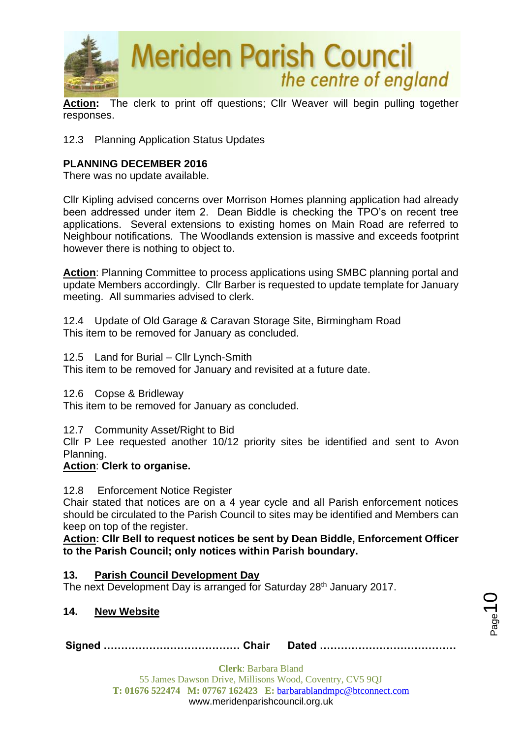**Action:** The clerk to print off questions; Cllr Weaver will begin pulling together responses.

12.3 Planning Application Status Updates

**PLANNING DECEMBER 2016**
There was no update available.

Cllr Kipling advised concerns over Morrison Homes planning application had already been addressed under item 2. Dean Biddle is checking the TPO's on recent tree applications. Several extensions to existing homes on Main Road are referred to Neighbour notifications. The Woodlands extension is massive and exceeds footprint however there is nothing to object to.

**Action**: Planning Committee to process applications using SMBC planning portal and update Members accordingly. Cllr Barber is requested to update template for January meeting. All summaries advised to clerk.

12.4 Update of Old Garage & Caravan Storage Site, Birmingham Road
This item to be removed for January as concluded.

12.5 Land for Burial – Cllr Lynch-Smith
This item to be removed for January and revisited at a future date.

12.6 Copse & Bridleway
This item to be removed for January as concluded.

12.7 Community Asset/Right to Bid
Cllr P Lee requested another 10/12 priority sites be identified and sent to Avon Planning.
**Action**: **Clerk to organise.**

12.8 Enforcement Notice Register
Chair stated that notices are on a 4 year cycle and all Parish enforcement notices should be circulated to the Parish Council to sites may be identified and Members can keep on top of the register.
**Action: Cllr Bell to request notices be sent by Dean Biddle, Enforcement Officer to the Parish Council; only notices within Parish boundary.**

**13. Parish Council Development Day**
The next Development Day is arranged for Saturday 28th January 2017.

**14. New Website**

**Signed ………………………………… Chair Dated …………………………………**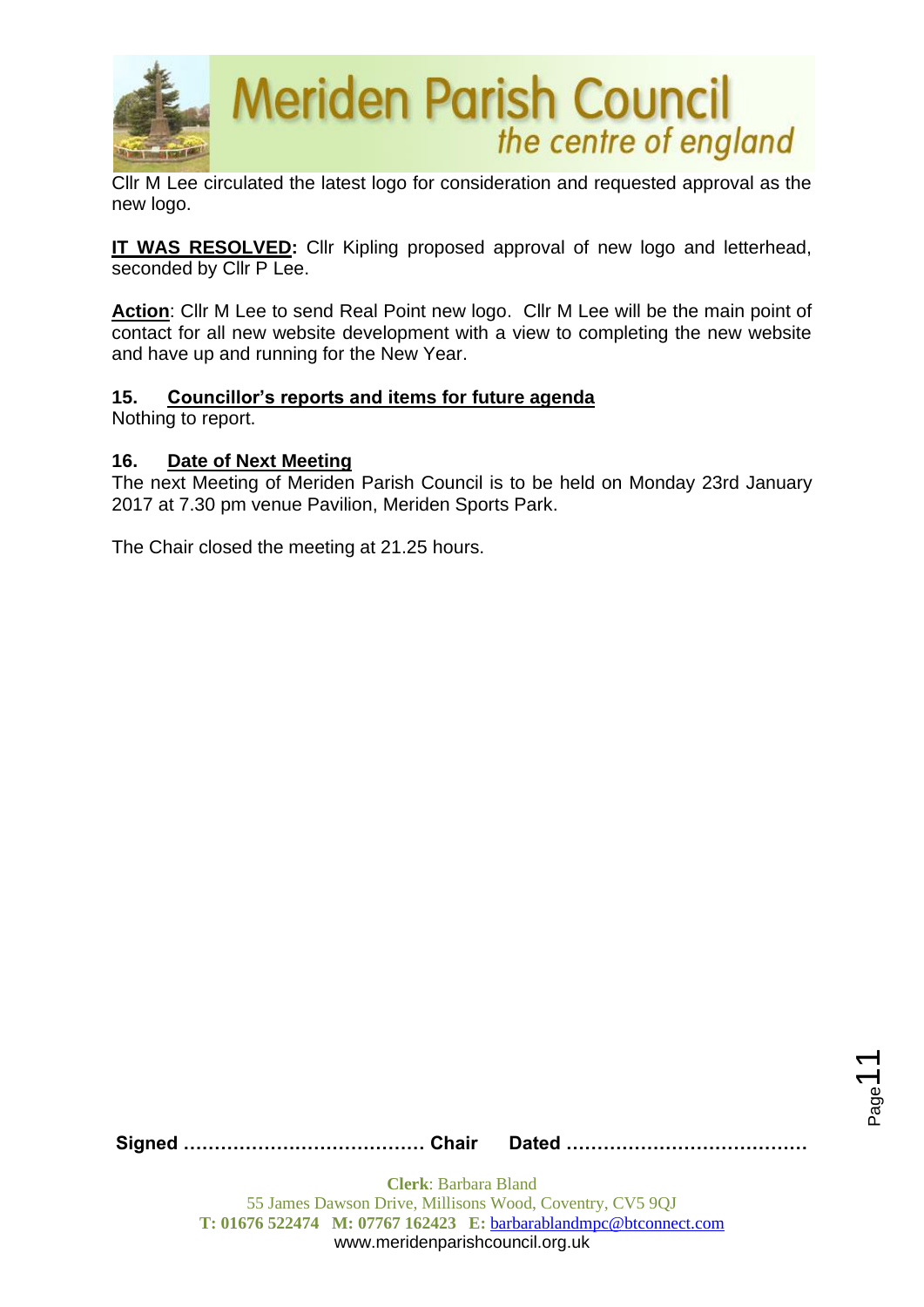Cllr M Lee circulated the latest logo for consideration and requested approval as the new logo.

**IT WAS RESOLVED:** Cllr Kipling proposed approval of new logo and letterhead, seconded by Cllr P Lee.

**Action**: Cllr M Lee to send Real Point new logo. Cllr M Lee will be the main point of contact for all new website development with a view to completing the new website and have up and running for the New Year.

### 15. Councillor's reports and items for future agenda

Nothing to report.

### 16. Date of Next Meeting

The next Meeting of Meriden Parish Council is to be held on Monday 23rd January 2017 at 7.30 pm venue Pavilion, Meriden Sports Park.

The Chair closed the meeting at 21.25 hours.

**Signed ………………………………… Chair Dated …………………………………**